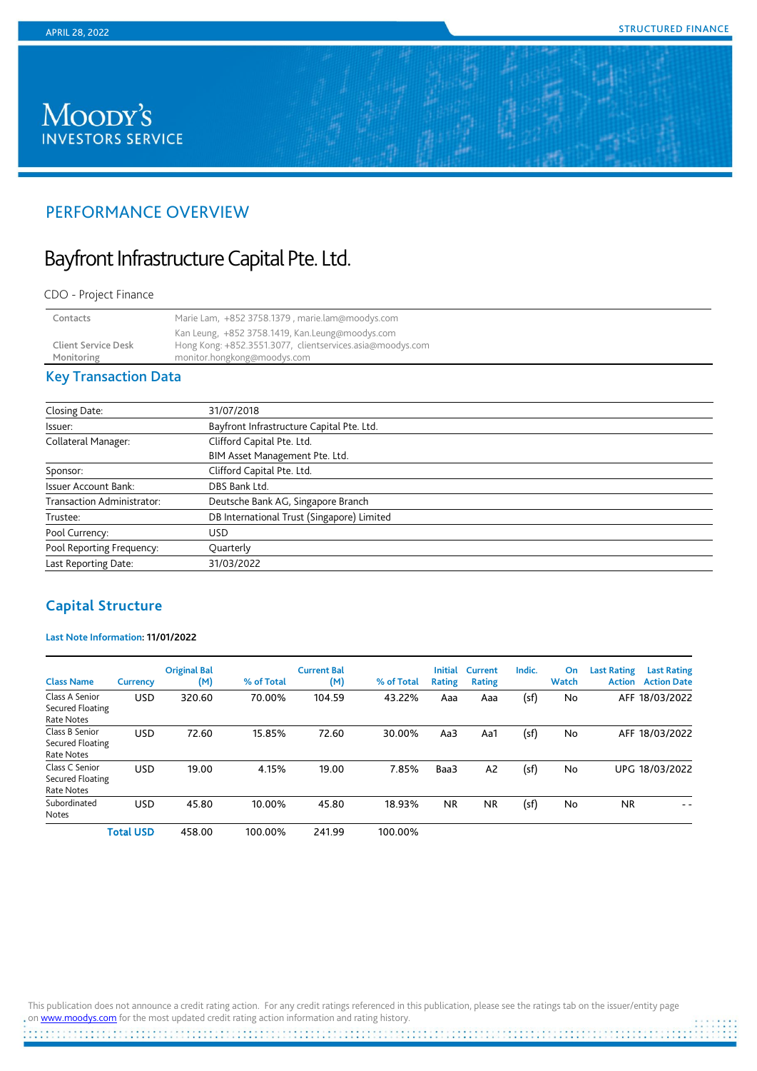APRIL 28, 2022

STRUCTURED FINANCE

MOODY'S INVESTORS SERVICE

## PERFORMANCE OVERVIEW

# Bayfront Infrastructure Capital Pte. Ltd.

CDO - Project Finance

| | |
|---|---|
| Contacts | Marie Lam, +852 3758.1379 , marie.lam@moodys.com |
| | Kan Leung, +852 3758.1419, Kan.Leung@moodys.com |
| Client Service Desk | Hong Kong: +852.3551.3077, clientservices.asia@moodys.com |
| Monitoring | monitor.hongkong@moodys.com |

## Key Transaction Data

| | |
|---|---|
| Closing Date: | 31/07/2018 |
| Issuer: | Bayfront Infrastructure Capital Pte. Ltd. |
| Collateral Manager: | Clifford Capital Pte. Ltd. |
| | BIM Asset Management Pte. Ltd. |
| Sponsor: | Clifford Capital Pte. Ltd. |
| Issuer Account Bank: | DBS Bank Ltd. |
| Transaction Administrator: | Deutsche Bank AG, Singapore Branch |
| Trustee: | DB International Trust (Singapore) Limited |
| Pool Currency: | USD |
| Pool Reporting Frequency: | Quarterly |
| Last Reporting Date: | 31/03/2022 |

## Capital Structure

**Last Note Information: 11/01/2022**

| Class Name | Currency | Original Bal (M) | % of Total | Current Bal (M) | % of Total | Initial Rating | Current Rating | Indic. | On Watch | Last Rating Action | Last Rating Action Date |
|---|---|---|---|---|---|---|---|---|---|---|---|
| Class A Senior Secured Floating Rate Notes | USD | 320.60 | 70.00% | 104.59 | 43.22% | Aaa | Aaa | (sf) | No | AFF | 18/03/2022 |
| Class B Senior Secured Floating Rate Notes | USD | 72.60 | 15.85% | 72.60 | 30.00% | Aa3 | Aa1 | (sf) | No | AFF | 18/03/2022 |
| Class C Senior Secured Floating Rate Notes | USD | 19.00 | 4.15% | 19.00 | 7.85% | Baa3 | A2 | (sf) | No | UPG | 18/03/2022 |
| Subordinated Notes | USD | 45.80 | 10.00% | 45.80 | 18.93% | NR | NR | (sf) | No | NR | - - |
| | **Total USD** | 458.00 | 100.00% | 241.99 | 100.00% | | | | | | |

This publication does not announce a credit rating action. For any credit ratings referenced in this publication, please see the ratings tab on the issuer/entity page on www.moodys.com for the most updated credit rating action information and rating history.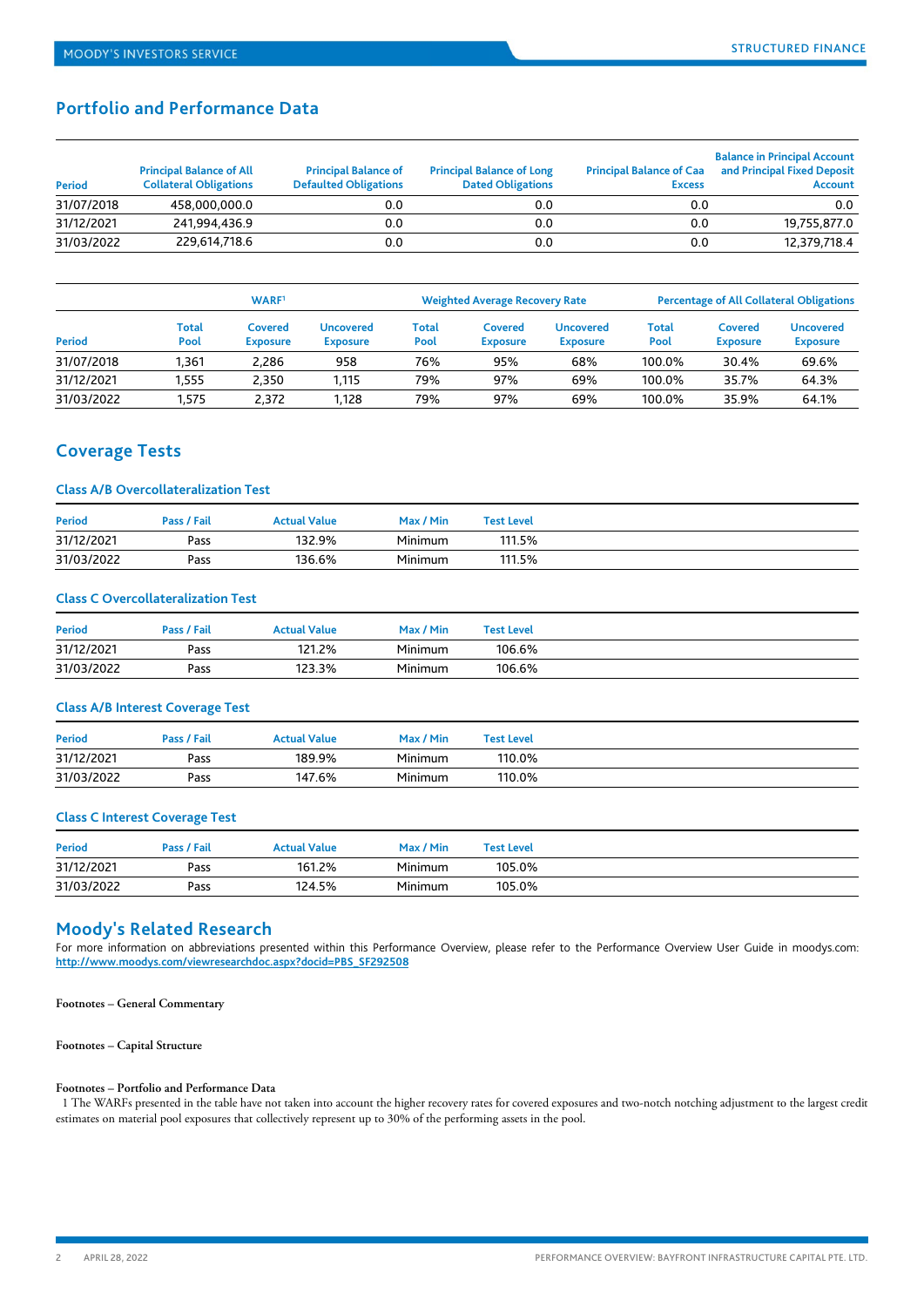## Portfolio and Performance Data

| Period | Principal Balance of All Collateral Obligations | Principal Balance of Defaulted Obligations | Principal Balance of Long Dated Obligations | Principal Balance of Caa Excess | Balance in Principal Account and Principal Fixed Deposit Account |
|---|---|---|---|---|---|
| 31/07/2018 | 458,000,000.0 | 0.0 | 0.0 | 0.0 | 0.0 |
| 31/12/2021 | 241,994,436.9 | 0.0 | 0.0 | 0.0 | 19,755,877.0 |
| 31/03/2022 | 229,614,718.6 | 0.0 | 0.0 | 0.0 | 12,379,718.4 |

| | WARF[1] | | | Weighted Average Recovery Rate | | | Percentage of All Collateral Obligations | | |
|---|---|---|---|---|---|---|---|---|---|
| Period | Total Pool | Covered Exposure | Uncovered Exposure | Total Pool | Covered Exposure | Uncovered Exposure | Total Pool | Covered Exposure | Uncovered Exposure |
| 31/07/2018 | 1,361 | 2,286 | 958 | 76% | 95% | 68% | 100.0% | 30.4% | 69.6% |
| 31/12/2021 | 1,555 | 2,350 | 1,115 | 79% | 97% | 69% | 100.0% | 35.7% | 64.3% |
| 31/03/2022 | 1,575 | 2,372 | 1,128 | 79% | 97% | 69% | 100.0% | 35.9% | 64.1% |

## Coverage Tests

### Class A/B Overcollateralization Test

| Period | Pass / Fail | Actual Value | Max / Min | Test Level |
|---|---|---|---|---|
| 31/12/2021 | Pass | 132.9% | Minimum | 111.5% |
| 31/03/2022 | Pass | 136.6% | Minimum | 111.5% |

### Class C Overcollateralization Test

| Period | Pass / Fail | Actual Value | Max / Min | Test Level |
|---|---|---|---|---|
| 31/12/2021 | Pass | 121.2% | Minimum | 106.6% |
| 31/03/2022 | Pass | 123.3% | Minimum | 106.6% |

### Class A/B Interest Coverage Test

| Period | Pass / Fail | Actual Value | Max / Min | Test Level |
|---|---|---|---|---|
| 31/12/2021 | Pass | 189.9% | Minimum | 110.0% |
| 31/03/2022 | Pass | 147.6% | Minimum | 110.0% |

### Class C Interest Coverage Test

| Period | Pass / Fail | Actual Value | Max / Min | Test Level |
|---|---|---|---|---|
| 31/12/2021 | Pass | 161.2% | Minimum | 105.0% |
| 31/03/2022 | Pass | 124.5% | Minimum | 105.0% |

## Moody's Related Research

For more information on abbreviations presented within this Performance Overview, please refer to the Performance Overview User Guide in moodys.com: http://www.moodys.com/viewresearchdoc.aspx?docid=PBS_SF292508

**Footnotes – General Commentary**

**Footnotes – Capital Structure**

**Footnotes – Portfolio and Performance Data**

1 The WARFs presented in the table have not taken into account the higher recovery rates for covered exposures and two-notch notching adjustment to the largest credit estimates on material pool exposures that collectively represent up to 30% of the performing assets in the pool.